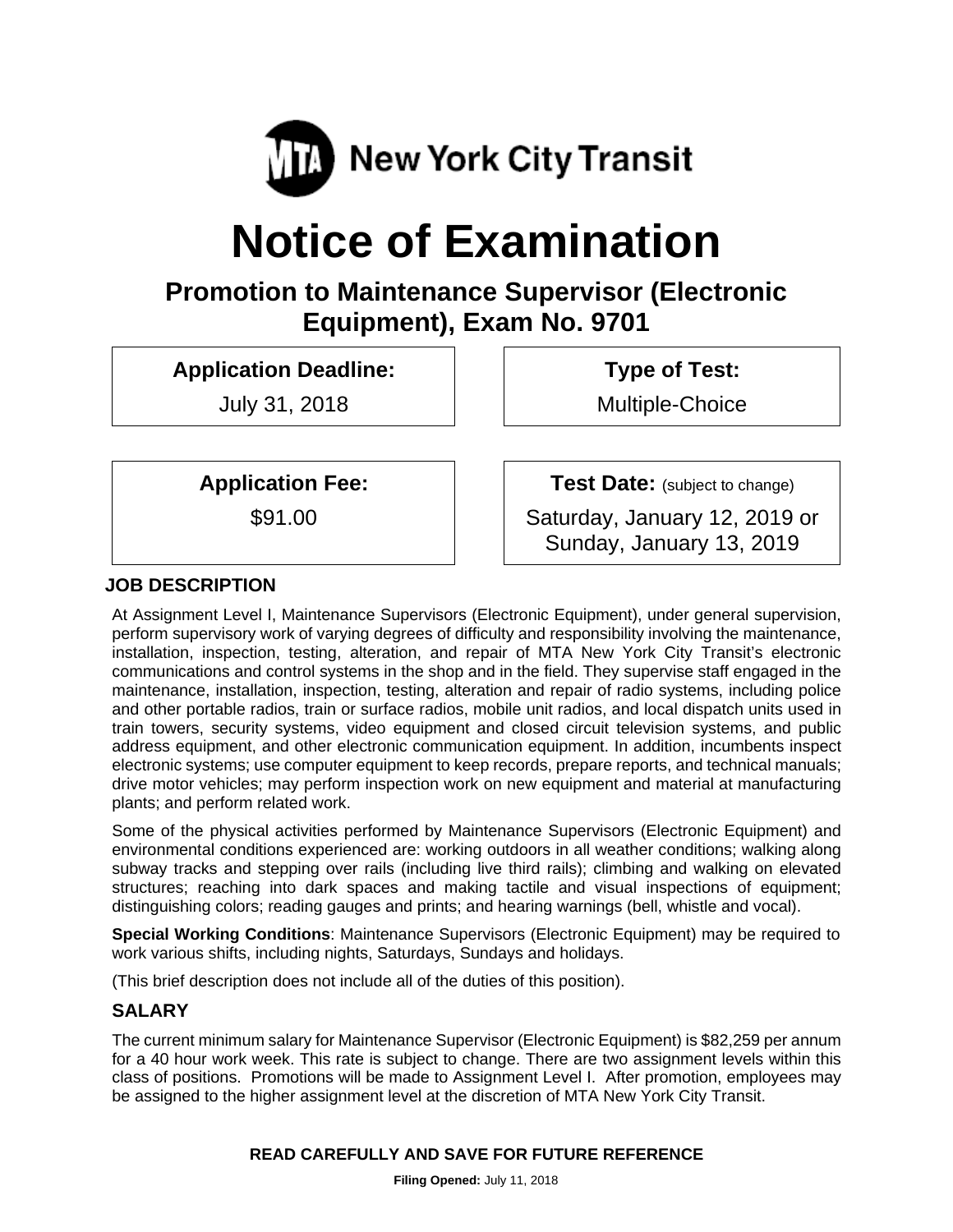MTA New York City Transit

# Notice of Examination

## Promotion to Maintenance Supervisor (Electronic Equipment), Exam No. 9701

| Application Deadline: | Type of Test: |
|---|---|
| July 31, 2018 | Multiple-Choice |

| Application Fee: | Test Date: (subject to change) |
|---|---|
| $91.00 | Saturday, January 12, 2019 or Sunday, January 13, 2019 |

### JOB DESCRIPTION

At Assignment Level I, Maintenance Supervisors (Electronic Equipment), under general supervision, perform supervisory work of varying degrees of difficulty and responsibility involving the maintenance, installation, inspection, testing, alteration, and repair of MTA New York City Transit's electronic communications and control systems in the shop and in the field. They supervise staff engaged in the maintenance, installation, inspection, testing, alteration and repair of radio systems, including police and other portable radios, train or surface radios, mobile unit radios, and local dispatch units used in train towers, security systems, video equipment and closed circuit television systems, and public address equipment, and other electronic communication equipment. In addition, incumbents inspect electronic systems; use computer equipment to keep records, prepare reports, and technical manuals; drive motor vehicles; may perform inspection work on new equipment and material at manufacturing plants; and perform related work.

Some of the physical activities performed by Maintenance Supervisors (Electronic Equipment) and environmental conditions experienced are: working outdoors in all weather conditions; walking along subway tracks and stepping over rails (including live third rails); climbing and walking on elevated structures; reaching into dark spaces and making tactile and visual inspections of equipment; distinguishing colors; reading gauges and prints; and hearing warnings (bell, whistle and vocal).

**Special Working Conditions**: Maintenance Supervisors (Electronic Equipment) may be required to work various shifts, including nights, Saturdays, Sundays and holidays.

(This brief description does not include all of the duties of this position).

### SALARY

The current minimum salary for Maintenance Supervisor (Electronic Equipment) is $82,259 per annum for a 40 hour work week. This rate is subject to change. There are two assignment levels within this class of positions. Promotions will be made to Assignment Level I. After promotion, employees may be assigned to the higher assignment level at the discretion of MTA New York City Transit.

**READ CAREFULLY AND SAVE FOR FUTURE REFERENCE**

**Filing Opened:** July 11, 2018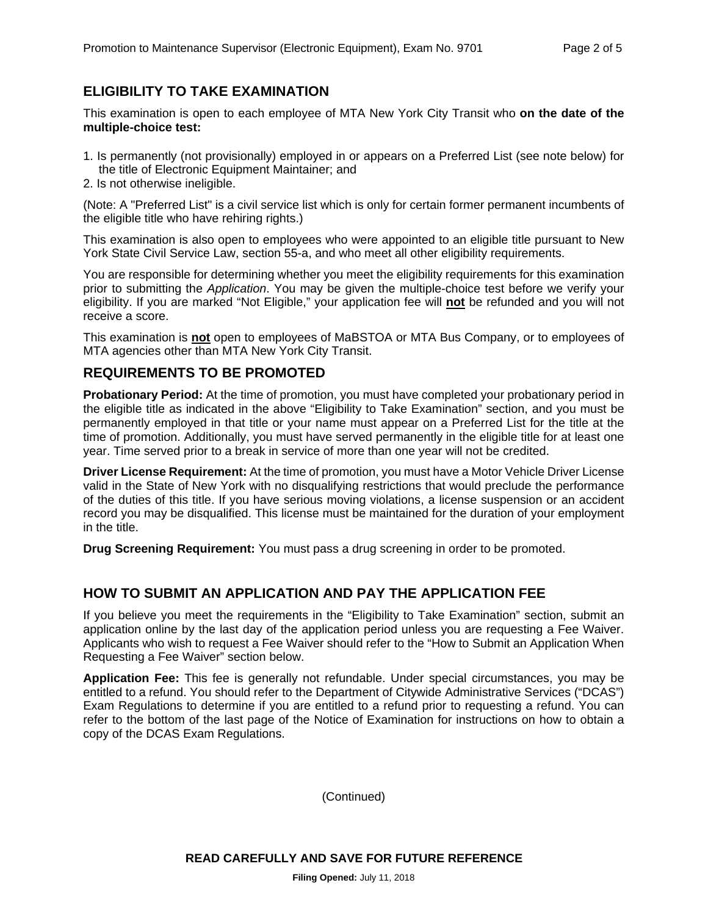## ELIGIBILITY TO TAKE EXAMINATION

This examination is open to each employee of MTA New York City Transit who **on the date of the multiple-choice test:**

1. Is permanently (not provisionally) employed in or appears on a Preferred List (see note below) for the title of Electronic Equipment Maintainer; and
2. Is not otherwise ineligible.

(Note: A "Preferred List" is a civil service list which is only for certain former permanent incumbents of the eligible title who have rehiring rights.)

This examination is also open to employees who were appointed to an eligible title pursuant to New York State Civil Service Law, section 55-a, and who meet all other eligibility requirements.

You are responsible for determining whether you meet the eligibility requirements for this examination prior to submitting the *Application*. You may be given the multiple-choice test before we verify your eligibility. If you are marked "Not Eligible," your application fee will **not** be refunded and you will not receive a score.

This examination is **not** open to employees of MaBSTOA or MTA Bus Company, or to employees of MTA agencies other than MTA New York City Transit.

## REQUIREMENTS TO BE PROMOTED

**Probationary Period:** At the time of promotion, you must have completed your probationary period in the eligible title as indicated in the above "Eligibility to Take Examination" section, and you must be permanently employed in that title or your name must appear on a Preferred List for the title at the time of promotion. Additionally, you must have served permanently in the eligible title for at least one year. Time served prior to a break in service of more than one year will not be credited.

**Driver License Requirement:** At the time of promotion, you must have a Motor Vehicle Driver License valid in the State of New York with no disqualifying restrictions that would preclude the performance of the duties of this title. If you have serious moving violations, a license suspension or an accident record you may be disqualified. This license must be maintained for the duration of your employment in the title.

**Drug Screening Requirement:** You must pass a drug screening in order to be promoted.

## HOW TO SUBMIT AN APPLICATION AND PAY THE APPLICATION FEE

If you believe you meet the requirements in the "Eligibility to Take Examination" section, submit an application online by the last day of the application period unless you are requesting a Fee Waiver. Applicants who wish to request a Fee Waiver should refer to the "How to Submit an Application When Requesting a Fee Waiver" section below.

**Application Fee:** This fee is generally not refundable. Under special circumstances, you may be entitled to a refund. You should refer to the Department of Citywide Administrative Services ("DCAS") Exam Regulations to determine if you are entitled to a refund prior to requesting a refund. You can refer to the bottom of the last page of the Notice of Examination for instructions on how to obtain a copy of the DCAS Exam Regulations.

(Continued)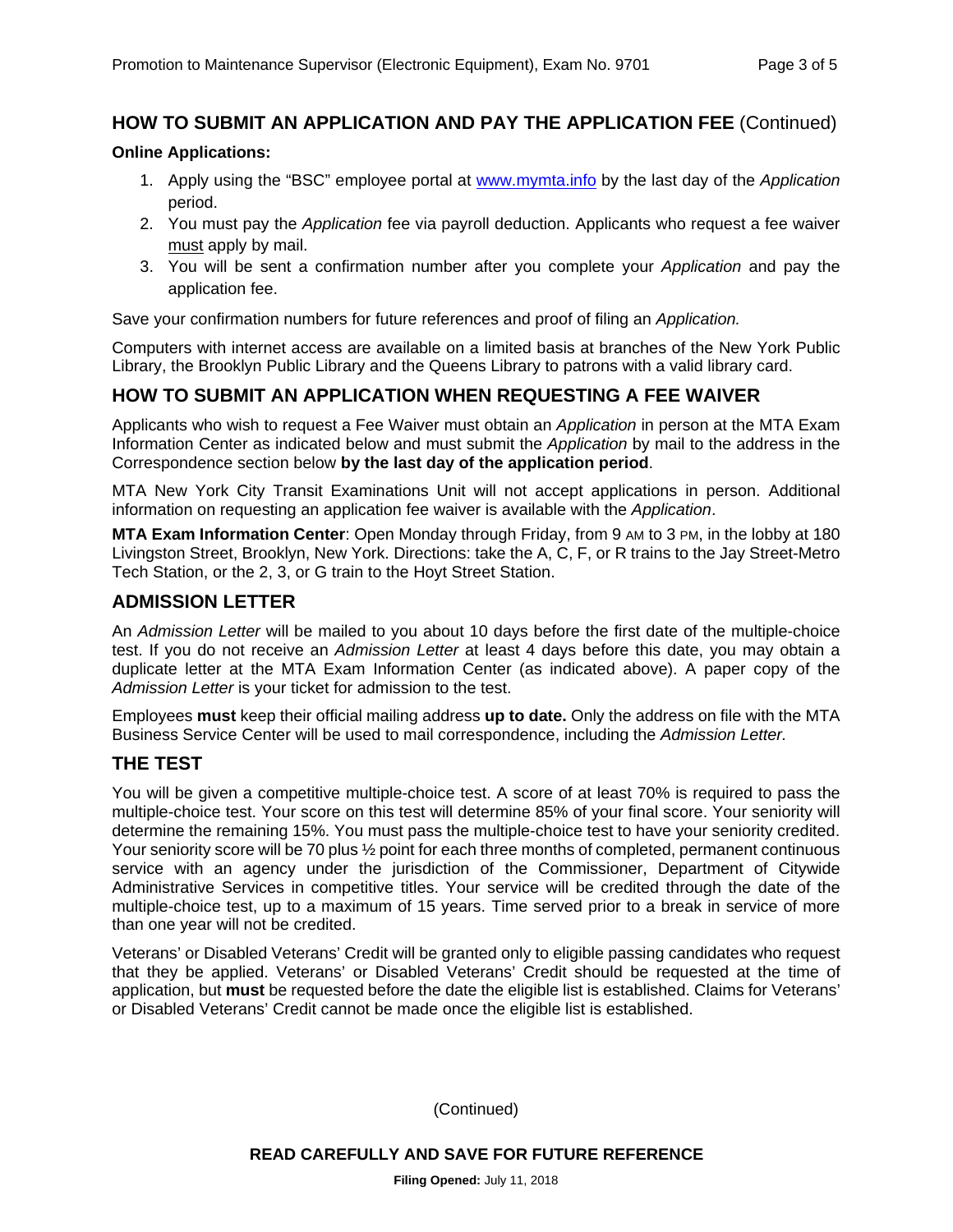## HOW TO SUBMIT AN APPLICATION AND PAY THE APPLICATION FEE (Continued)

**Online Applications:**

1. Apply using the "BSC" employee portal at www.mymta.info by the last day of the *Application* period.
2. You must pay the *Application* fee via payroll deduction. Applicants who request a fee waiver must apply by mail.
3. You will be sent a confirmation number after you complete your *Application* and pay the application fee.

Save your confirmation numbers for future references and proof of filing an *Application.*

Computers with internet access are available on a limited basis at branches of the New York Public Library, the Brooklyn Public Library and the Queens Library to patrons with a valid library card.

## HOW TO SUBMIT AN APPLICATION WHEN REQUESTING A FEE WAIVER

Applicants who wish to request a Fee Waiver must obtain an *Application* in person at the MTA Exam Information Center as indicated below and must submit the *Application* by mail to the address in the Correspondence section below **by the last day of the application period**.

MTA New York City Transit Examinations Unit will not accept applications in person. Additional information on requesting an application fee waiver is available with the *Application*.

**MTA Exam Information Center**: Open Monday through Friday, from 9 AM to 3 PM, in the lobby at 180 Livingston Street, Brooklyn, New York. Directions: take the A, C, F, or R trains to the Jay Street-Metro Tech Station, or the 2, 3, or G train to the Hoyt Street Station.

## ADMISSION LETTER

An *Admission Letter* will be mailed to you about 10 days before the first date of the multiple-choice test. If you do not receive an *Admission Letter* at least 4 days before this date, you may obtain a duplicate letter at the MTA Exam Information Center (as indicated above). A paper copy of the *Admission Letter* is your ticket for admission to the test.

Employees **must** keep their official mailing address **up to date.** Only the address on file with the MTA Business Service Center will be used to mail correspondence, including the *Admission Letter.*

## THE TEST

You will be given a competitive multiple-choice test. A score of at least 70% is required to pass the multiple-choice test. Your score on this test will determine 85% of your final score. Your seniority will determine the remaining 15%. You must pass the multiple-choice test to have your seniority credited. Your seniority score will be 70 plus ½ point for each three months of completed, permanent continuous service with an agency under the jurisdiction of the Commissioner, Department of Citywide Administrative Services in competitive titles. Your service will be credited through the date of the multiple-choice test, up to a maximum of 15 years. Time served prior to a break in service of more than one year will not be credited.

Veterans' or Disabled Veterans' Credit will be granted only to eligible passing candidates who request that they be applied. Veterans' or Disabled Veterans' Credit should be requested at the time of application, but **must** be requested before the date the eligible list is established. Claims for Veterans' or Disabled Veterans' Credit cannot be made once the eligible list is established.

(Continued)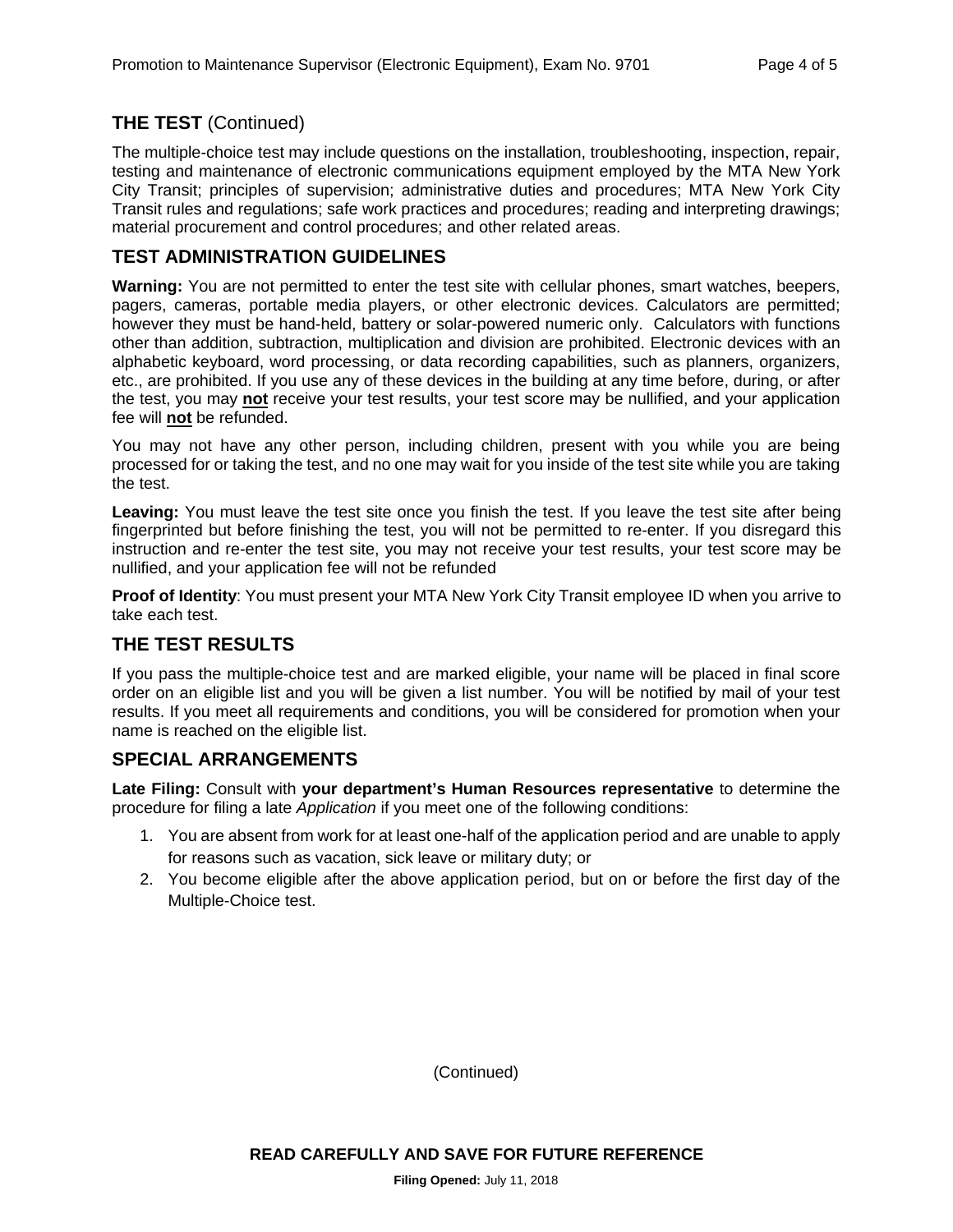## THE TEST (Continued)

The multiple-choice test may include questions on the installation, troubleshooting, inspection, repair, testing and maintenance of electronic communications equipment employed by the MTA New York City Transit; principles of supervision; administrative duties and procedures; MTA New York City Transit rules and regulations; safe work practices and procedures; reading and interpreting drawings; material procurement and control procedures; and other related areas.

## TEST ADMINISTRATION GUIDELINES

**Warning:** You are not permitted to enter the test site with cellular phones, smart watches, beepers, pagers, cameras, portable media players, or other electronic devices. Calculators are permitted; however they must be hand-held, battery or solar-powered numeric only. Calculators with functions other than addition, subtraction, multiplication and division are prohibited. Electronic devices with an alphabetic keyboard, word processing, or data recording capabilities, such as planners, organizers, etc., are prohibited. If you use any of these devices in the building at any time before, during, or after the test, you may **not** receive your test results, your test score may be nullified, and your application fee will **not** be refunded.

You may not have any other person, including children, present with you while you are being processed for or taking the test, and no one may wait for you inside of the test site while you are taking the test.

**Leaving:** You must leave the test site once you finish the test. If you leave the test site after being fingerprinted but before finishing the test, you will not be permitted to re-enter. If you disregard this instruction and re-enter the test site, you may not receive your test results, your test score may be nullified, and your application fee will not be refunded

**Proof of Identity**: You must present your MTA New York City Transit employee ID when you arrive to take each test.

## THE TEST RESULTS

If you pass the multiple-choice test and are marked eligible, your name will be placed in final score order on an eligible list and you will be given a list number. You will be notified by mail of your test results. If you meet all requirements and conditions, you will be considered for promotion when your name is reached on the eligible list.

## SPECIAL ARRANGEMENTS

**Late Filing:** Consult with **your department's Human Resources representative** to determine the procedure for filing a late *Application* if you meet one of the following conditions:

1. You are absent from work for at least one-half of the application period and are unable to apply for reasons such as vacation, sick leave or military duty; or
2. You become eligible after the above application period, but on or before the first day of the Multiple-Choice test.

(Continued)

**READ CAREFULLY AND SAVE FOR FUTURE REFERENCE**

**Filing Opened:** July 11, 2018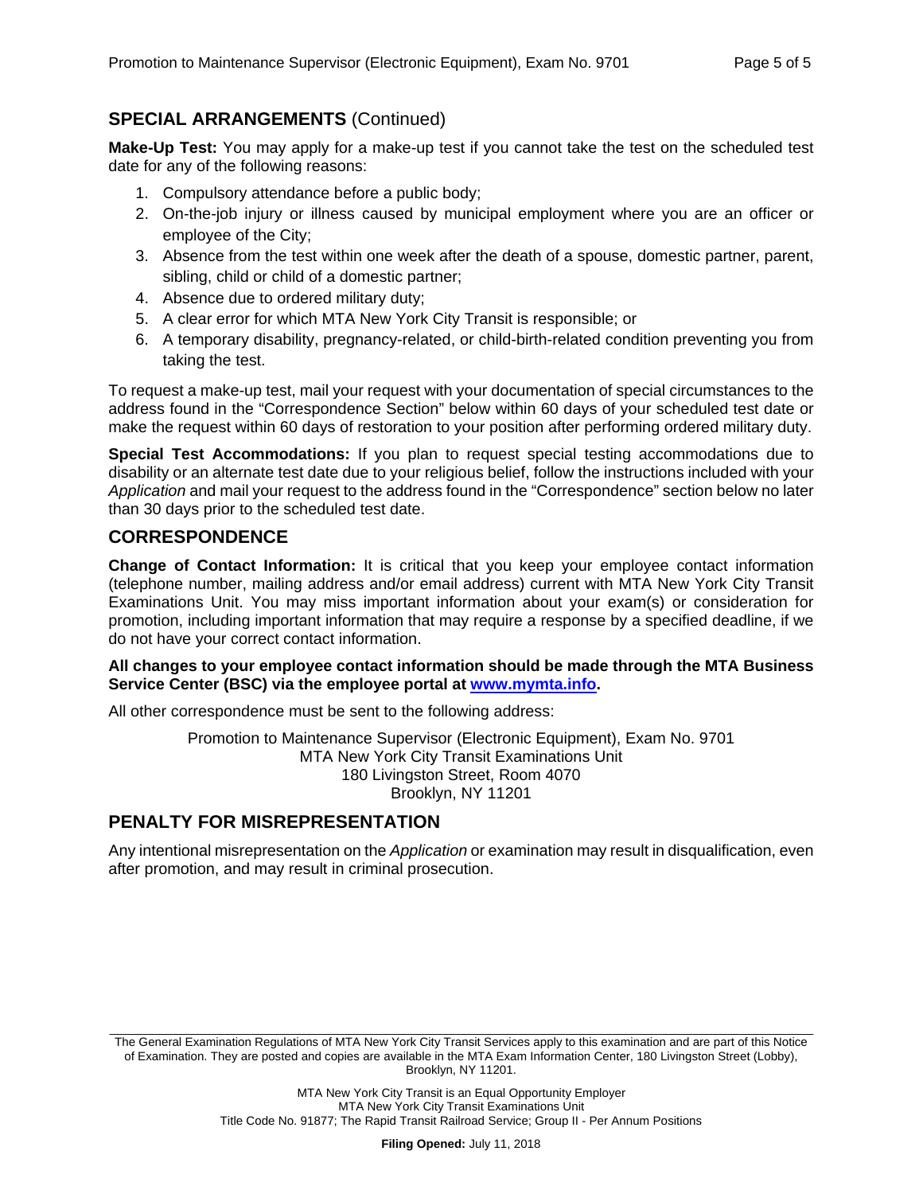## SPECIAL ARRANGEMENTS (Continued)

**Make-Up Test:** You may apply for a make-up test if you cannot take the test on the scheduled test date for any of the following reasons:

1. Compulsory attendance before a public body;
2. On-the-job injury or illness caused by municipal employment where you are an officer or employee of the City;
3. Absence from the test within one week after the death of a spouse, domestic partner, parent, sibling, child or child of a domestic partner;
4. Absence due to ordered military duty;
5. A clear error for which MTA New York City Transit is responsible; or
6. A temporary disability, pregnancy-related, or child-birth-related condition preventing you from taking the test.

To request a make-up test, mail your request with your documentation of special circumstances to the address found in the "Correspondence Section" below within 60 days of your scheduled test date or make the request within 60 days of restoration to your position after performing ordered military duty.

**Special Test Accommodations:** If you plan to request special testing accommodations due to disability or an alternate test date due to your religious belief, follow the instructions included with your *Application* and mail your request to the address found in the "Correspondence" section below no later than 30 days prior to the scheduled test date.

## CORRESPONDENCE

**Change of Contact Information:** It is critical that you keep your employee contact information (telephone number, mailing address and/or email address) current with MTA New York City Transit Examinations Unit. You may miss important information about your exam(s) or consideration for promotion, including important information that may require a response by a specified deadline, if we do not have your correct contact information.

**All changes to your employee contact information should be made through the MTA Business Service Center (BSC) via the employee portal at www.mymta.info.**

All other correspondence must be sent to the following address:

Promotion to Maintenance Supervisor (Electronic Equipment), Exam No. 9701
MTA New York City Transit Examinations Unit
180 Livingston Street, Room 4070
Brooklyn, NY 11201

## PENALTY FOR MISREPRESENTATION

Any intentional misrepresentation on the *Application* or examination may result in disqualification, even after promotion, and may result in criminal prosecution.

---

The General Examination Regulations of MTA New York City Transit Services apply to this examination and are part of this Notice of Examination. They are posted and copies are available in the MTA Exam Information Center, 180 Livingston Street (Lobby), Brooklyn, NY 11201.

MTA New York City Transit is an Equal Opportunity Employer
MTA New York City Transit Examinations Unit
Title Code No. 91877; The Rapid Transit Railroad Service; Group II - Per Annum Positions

**Filing Opened:** July 11, 2018